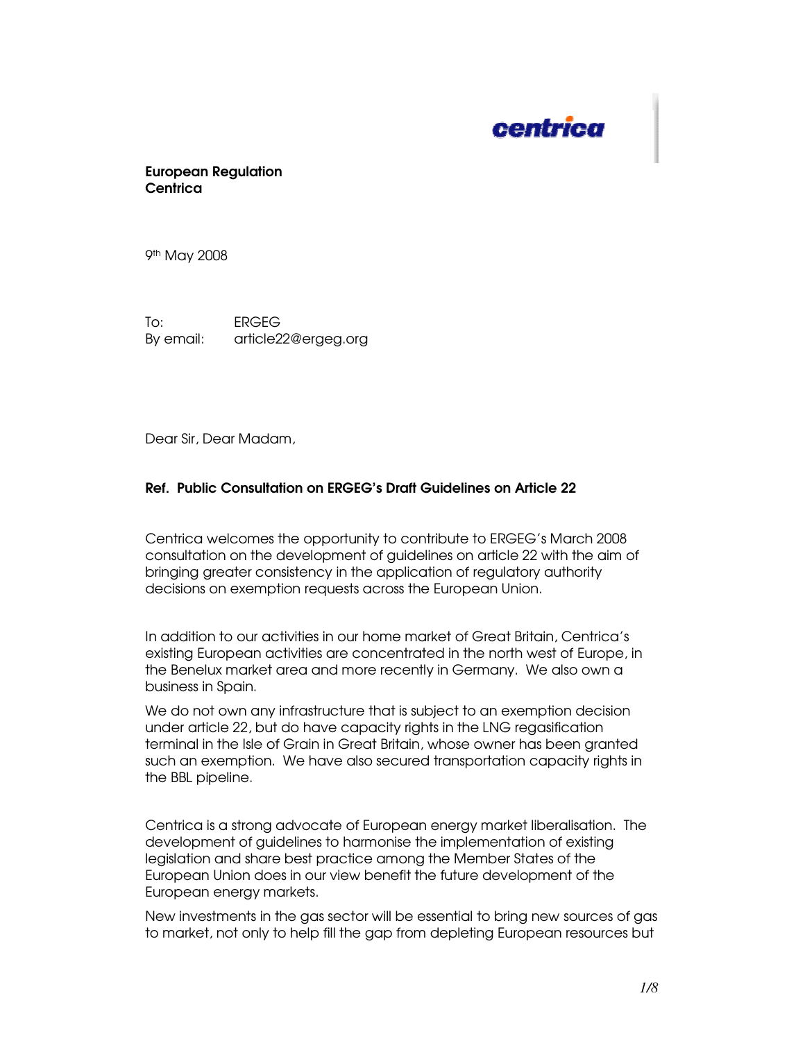centrica

**European Regulation**
**Centrica**

9th May 2008

To: ERGEG
By email: article22@ergeg.org

Dear Sir, Dear Madam,

**Ref. Public Consultation on ERGEG's Draft Guidelines on Article 22**

Centrica welcomes the opportunity to contribute to ERGEG's March 2008 consultation on the development of guidelines on article 22 with the aim of bringing greater consistency in the application of regulatory authority decisions on exemption requests across the European Union.

In addition to our activities in our home market of Great Britain, Centrica's existing European activities are concentrated in the north west of Europe, in the Benelux market area and more recently in Germany. We also own a business in Spain.

We do not own any infrastructure that is subject to an exemption decision under article 22, but do have capacity rights in the LNG regasification terminal in the Isle of Grain in Great Britain, whose owner has been granted such an exemption. We have also secured transportation capacity rights in the BBL pipeline.

Centrica is a strong advocate of European energy market liberalisation. The development of guidelines to harmonise the implementation of existing legislation and share best practice among the Member States of the European Union does in our view benefit the future development of the European energy markets.

New investments in the gas sector will be essential to bring new sources of gas to market, not only to help fill the gap from depleting European resources but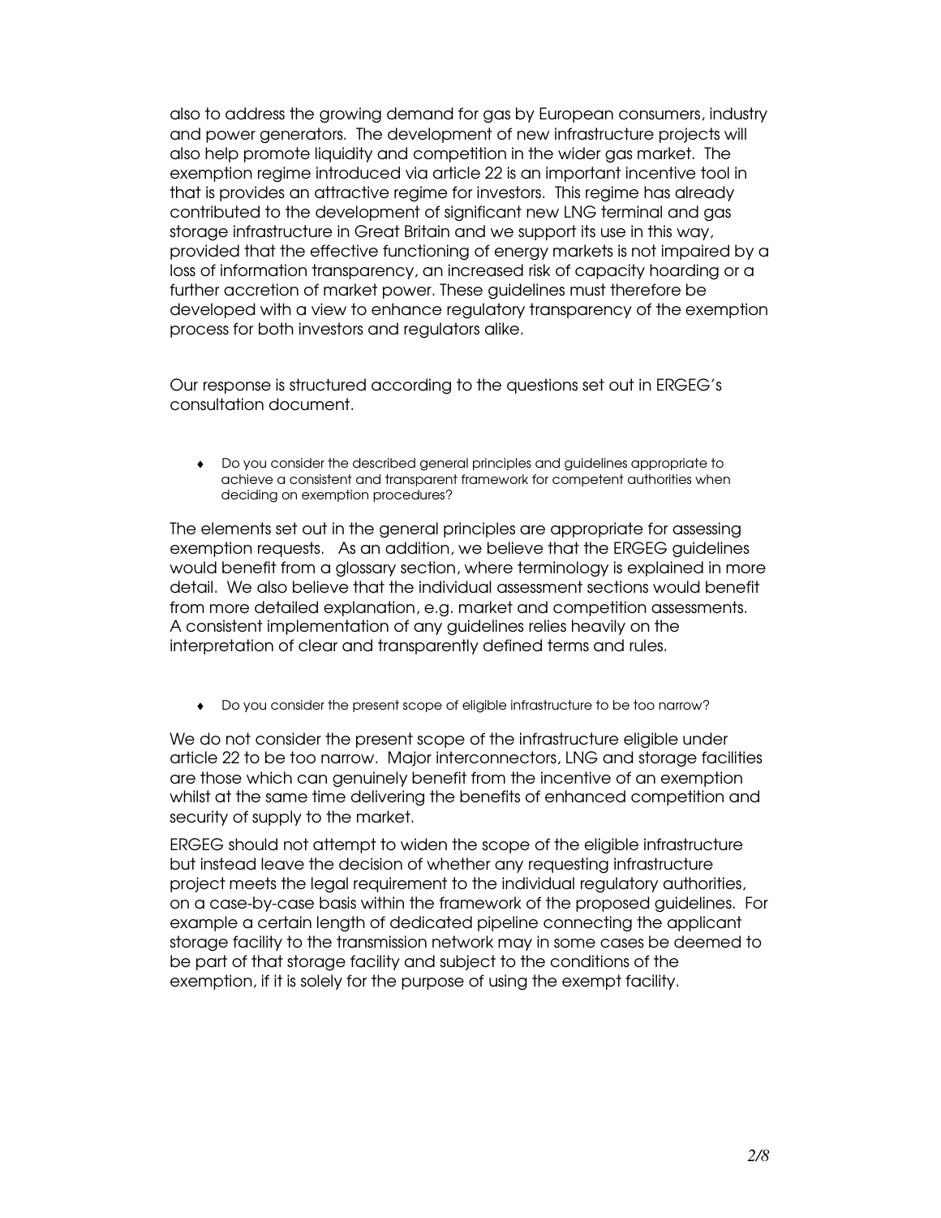also to address the growing demand for gas by European consumers, industry and power generators. The development of new infrastructure projects will also help promote liquidity and competition in the wider gas market. The exemption regime introduced via article 22 is an important incentive tool in that is provides an attractive regime for investors. This regime has already contributed to the development of significant new LNG terminal and gas storage infrastructure in Great Britain and we support its use in this way, provided that the effective functioning of energy markets is not impaired by a loss of information transparency, an increased risk of capacity hoarding or a further accretion of market power. These guidelines must therefore be developed with a view to enhance regulatory transparency of the exemption process for both investors and regulators alike.

Our response is structured according to the questions set out in ERGEG's consultation document.

- Do you consider the described general principles and guidelines appropriate to achieve a consistent and transparent framework for competent authorities when deciding on exemption procedures?

The elements set out in the general principles are appropriate for assessing exemption requests. As an addition, we believe that the ERGEG guidelines would benefit from a glossary section, where terminology is explained in more detail. We also believe that the individual assessment sections would benefit from more detailed explanation, e.g. market and competition assessments. A consistent implementation of any guidelines relies heavily on the interpretation of clear and transparently defined terms and rules.

- Do you consider the present scope of eligible infrastructure to be too narrow?

We do not consider the present scope of the infrastructure eligible under article 22 to be too narrow. Major interconnectors, LNG and storage facilities are those which can genuinely benefit from the incentive of an exemption whilst at the same time delivering the benefits of enhanced competition and security of supply to the market.

ERGEG should not attempt to widen the scope of the eligible infrastructure but instead leave the decision of whether any requesting infrastructure project meets the legal requirement to the individual regulatory authorities, on a case-by-case basis within the framework of the proposed guidelines. For example a certain length of dedicated pipeline connecting the applicant storage facility to the transmission network may in some cases be deemed to be part of that storage facility and subject to the conditions of the exemption, if it is solely for the purpose of using the exempt facility.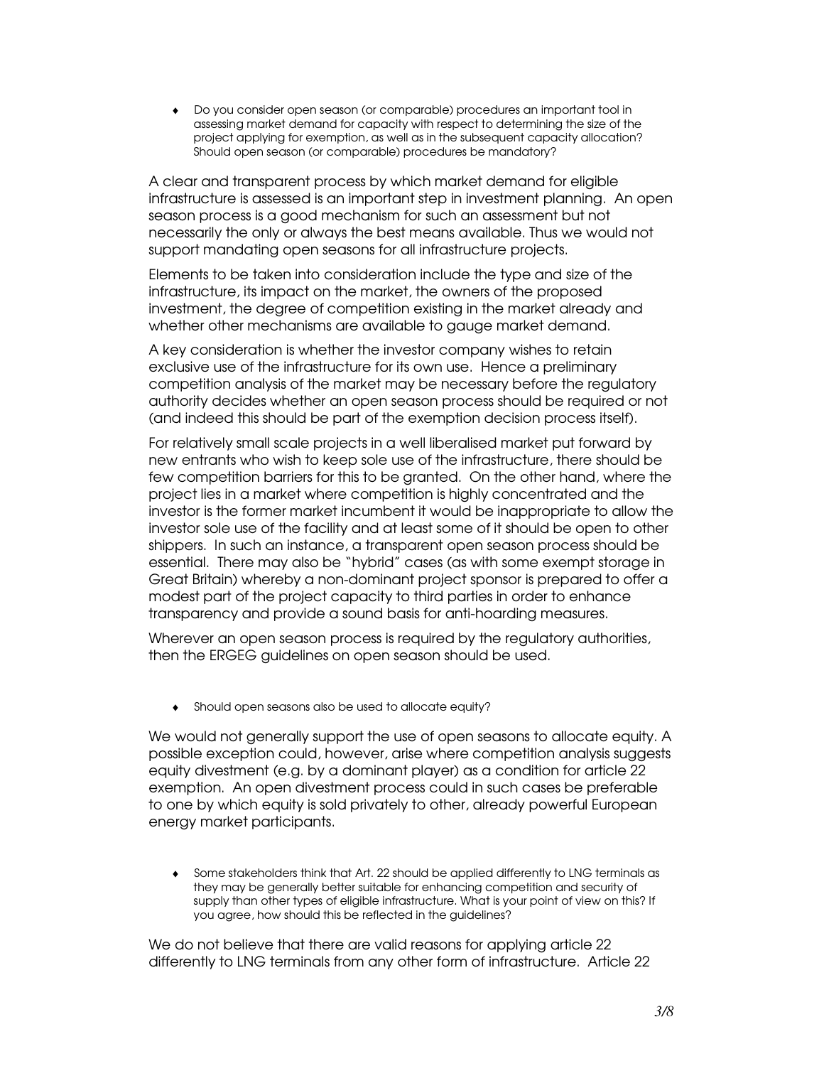- Do you consider open season (or comparable) procedures an important tool in assessing market demand for capacity with respect to determining the size of the project applying for exemption, as well as in the subsequent capacity allocation? Should open season (or comparable) procedures be mandatory?

A clear and transparent process by which market demand for eligible infrastructure is assessed is an important step in investment planning. An open season process is a good mechanism for such an assessment but not necessarily the only or always the best means available. Thus we would not support mandating open seasons for all infrastructure projects.

Elements to be taken into consideration include the type and size of the infrastructure, its impact on the market, the owners of the proposed investment, the degree of competition existing in the market already and whether other mechanisms are available to gauge market demand.

A key consideration is whether the investor company wishes to retain exclusive use of the infrastructure for its own use. Hence a preliminary competition analysis of the market may be necessary before the regulatory authority decides whether an open season process should be required or not (and indeed this should be part of the exemption decision process itself).

For relatively small scale projects in a well liberalised market put forward by new entrants who wish to keep sole use of the infrastructure, there should be few competition barriers for this to be granted. On the other hand, where the project lies in a market where competition is highly concentrated and the investor is the former market incumbent it would be inappropriate to allow the investor sole use of the facility and at least some of it should be open to other shippers. In such an instance, a transparent open season process should be essential. There may also be "hybrid" cases (as with some exempt storage in Great Britain) whereby a non-dominant project sponsor is prepared to offer a modest part of the project capacity to third parties in order to enhance transparency and provide a sound basis for anti-hoarding measures.

Wherever an open season process is required by the regulatory authorities, then the ERGEG guidelines on open season should be used.

- Should open seasons also be used to allocate equity?

We would not generally support the use of open seasons to allocate equity. A possible exception could, however, arise where competition analysis suggests equity divestment (e.g. by a dominant player) as a condition for article 22 exemption. An open divestment process could in such cases be preferable to one by which equity is sold privately to other, already powerful European energy market participants.

- Some stakeholders think that Art. 22 should be applied differently to LNG terminals as they may be generally better suitable for enhancing competition and security of supply than other types of eligible infrastructure. What is your point of view on this? If you agree, how should this be reflected in the guidelines?

We do not believe that there are valid reasons for applying article 22 differently to LNG terminals from any other form of infrastructure. Article 22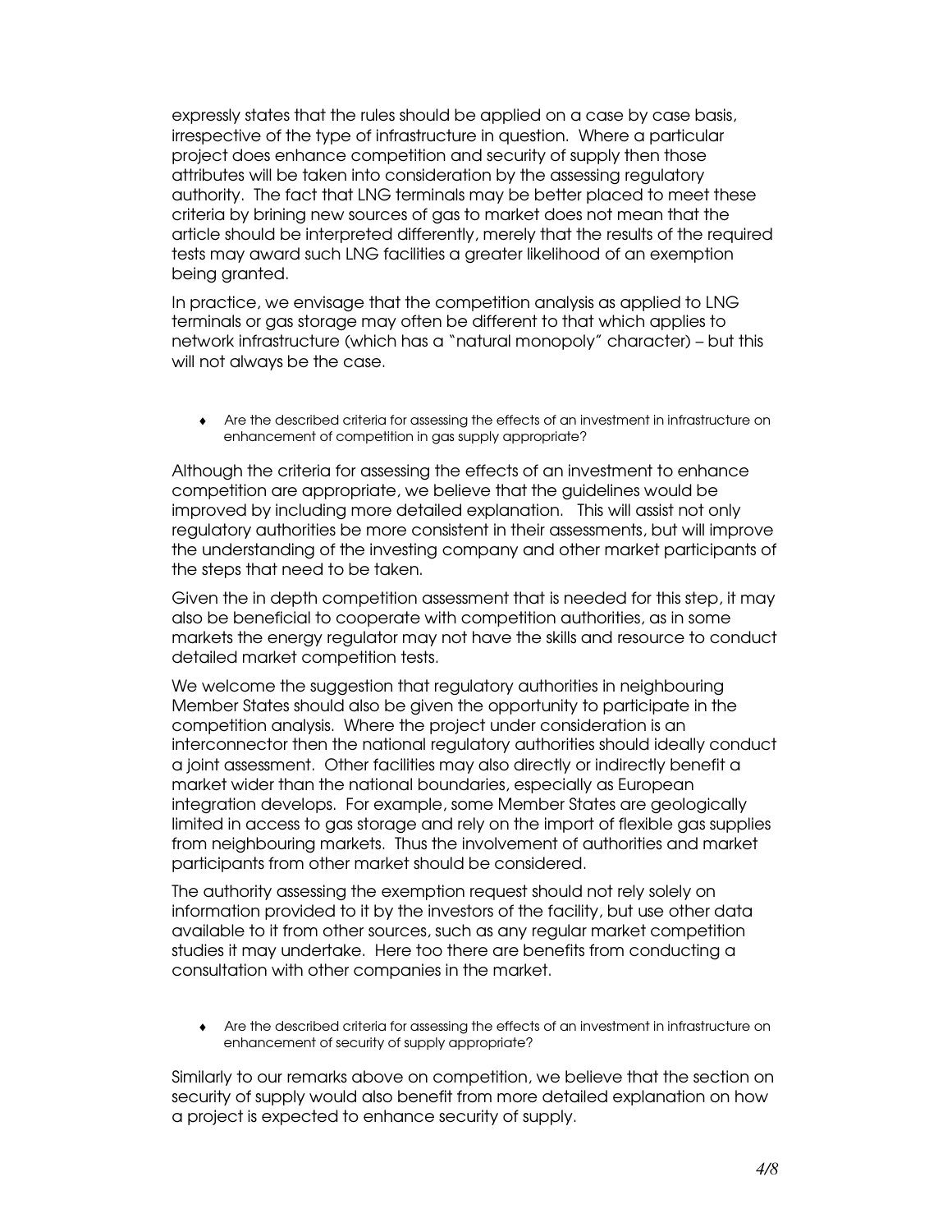expressly states that the rules should be applied on a case by case basis, irrespective of the type of infrastructure in question. Where a particular project does enhance competition and security of supply then those attributes will be taken into consideration by the assessing regulatory authority. The fact that LNG terminals may be better placed to meet these criteria by brining new sources of gas to market does not mean that the article should be interpreted differently, merely that the results of the required tests may award such LNG facilities a greater likelihood of an exemption being granted.

In practice, we envisage that the competition analysis as applied to LNG terminals or gas storage may often be different to that which applies to network infrastructure (which has a "natural monopoly" character) – but this will not always be the case.

- Are the described criteria for assessing the effects of an investment in infrastructure on enhancement of competition in gas supply appropriate?

Although the criteria for assessing the effects of an investment to enhance competition are appropriate, we believe that the guidelines would be improved by including more detailed explanation. This will assist not only regulatory authorities be more consistent in their assessments, but will improve the understanding of the investing company and other market participants of the steps that need to be taken.

Given the in depth competition assessment that is needed for this step, it may also be beneficial to cooperate with competition authorities, as in some markets the energy regulator may not have the skills and resource to conduct detailed market competition tests.

We welcome the suggestion that regulatory authorities in neighbouring Member States should also be given the opportunity to participate in the competition analysis. Where the project under consideration is an interconnector then the national regulatory authorities should ideally conduct a joint assessment. Other facilities may also directly or indirectly benefit a market wider than the national boundaries, especially as European integration develops. For example, some Member States are geologically limited in access to gas storage and rely on the import of flexible gas supplies from neighbouring markets. Thus the involvement of authorities and market participants from other market should be considered.

The authority assessing the exemption request should not rely solely on information provided to it by the investors of the facility, but use other data available to it from other sources, such as any regular market competition studies it may undertake. Here too there are benefits from conducting a consultation with other companies in the market.

- Are the described criteria for assessing the effects of an investment in infrastructure on enhancement of security of supply appropriate?

Similarly to our remarks above on competition, we believe that the section on security of supply would also benefit from more detailed explanation on how a project is expected to enhance security of supply.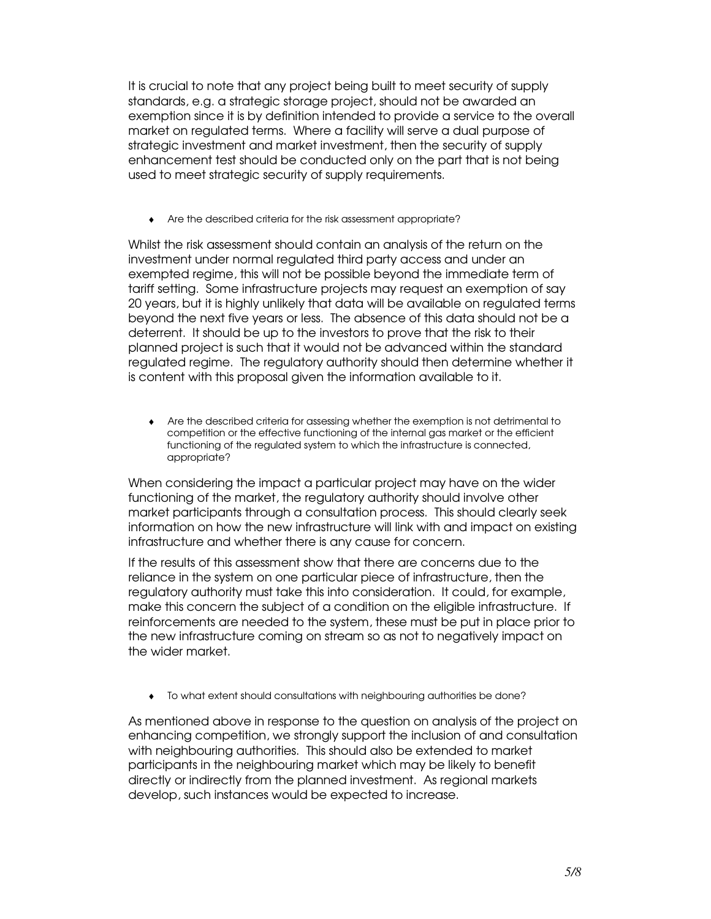It is crucial to note that any project being built to meet security of supply standards, e.g. a strategic storage project, should not be awarded an exemption since it is by definition intended to provide a service to the overall market on regulated terms. Where a facility will serve a dual purpose of strategic investment and market investment, then the security of supply enhancement test should be conducted only on the part that is not being used to meet strategic security of supply requirements.

- Are the described criteria for the risk assessment appropriate?

Whilst the risk assessment should contain an analysis of the return on the investment under normal regulated third party access and under an exempted regime, this will not be possible beyond the immediate term of tariff setting. Some infrastructure projects may request an exemption of say 20 years, but it is highly unlikely that data will be available on regulated terms beyond the next five years or less. The absence of this data should not be a deterrent. It should be up to the investors to prove that the risk to their planned project is such that it would not be advanced within the standard regulated regime. The regulatory authority should then determine whether it is content with this proposal given the information available to it.

- Are the described criteria for assessing whether the exemption is not detrimental to competition or the effective functioning of the internal gas market or the efficient functioning of the regulated system to which the infrastructure is connected, appropriate?

When considering the impact a particular project may have on the wider functioning of the market, the regulatory authority should involve other market participants through a consultation process. This should clearly seek information on how the new infrastructure will link with and impact on existing infrastructure and whether there is any cause for concern.

If the results of this assessment show that there are concerns due to the reliance in the system on one particular piece of infrastructure, then the regulatory authority must take this into consideration. It could, for example, make this concern the subject of a condition on the eligible infrastructure. If reinforcements are needed to the system, these must be put in place prior to the new infrastructure coming on stream so as not to negatively impact on the wider market.

- To what extent should consultations with neighbouring authorities be done?

As mentioned above in response to the question on analysis of the project on enhancing competition, we strongly support the inclusion of and consultation with neighbouring authorities. This should also be extended to market participants in the neighbouring market which may be likely to benefit directly or indirectly from the planned investment. As regional markets develop, such instances would be expected to increase.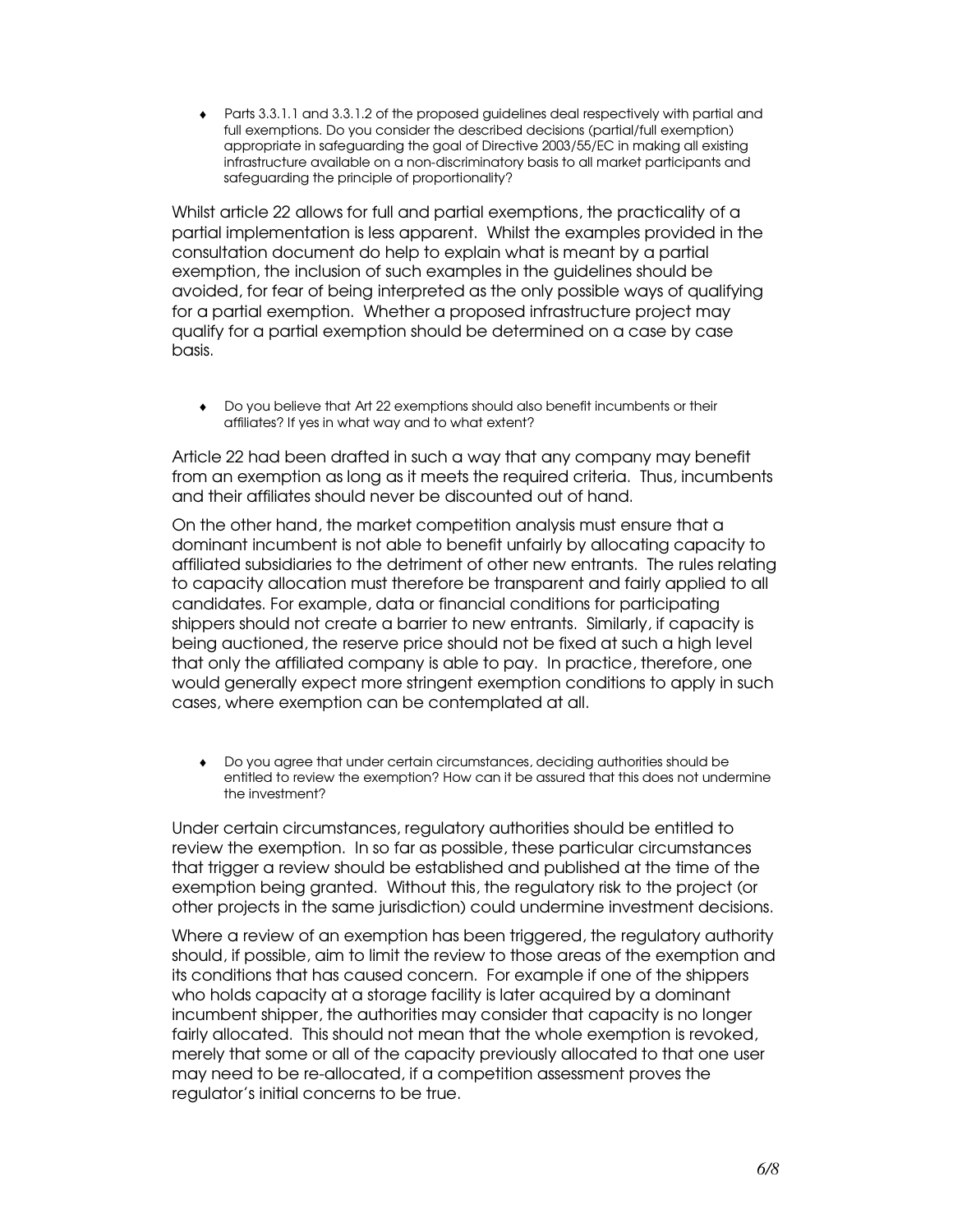- Parts 3.3.1.1 and 3.3.1.2 of the proposed guidelines deal respectively with partial and full exemptions. Do you consider the described decisions (partial/full exemption) appropriate in safeguarding the goal of Directive 2003/55/EC in making all existing infrastructure available on a non-discriminatory basis to all market participants and safeguarding the principle of proportionality?

Whilst article 22 allows for full and partial exemptions, the practicality of a partial implementation is less apparent. Whilst the examples provided in the consultation document do help to explain what is meant by a partial exemption, the inclusion of such examples in the guidelines should be avoided, for fear of being interpreted as the only possible ways of qualifying for a partial exemption. Whether a proposed infrastructure project may qualify for a partial exemption should be determined on a case by case basis.

- Do you believe that Art 22 exemptions should also benefit incumbents or their affiliates? If yes in what way and to what extent?

Article 22 had been drafted in such a way that any company may benefit from an exemption as long as it meets the required criteria. Thus, incumbents and their affiliates should never be discounted out of hand.

On the other hand, the market competition analysis must ensure that a dominant incumbent is not able to benefit unfairly by allocating capacity to affiliated subsidiaries to the detriment of other new entrants. The rules relating to capacity allocation must therefore be transparent and fairly applied to all candidates. For example, data or financial conditions for participating shippers should not create a barrier to new entrants. Similarly, if capacity is being auctioned, the reserve price should not be fixed at such a high level that only the affiliated company is able to pay. In practice, therefore, one would generally expect more stringent exemption conditions to apply in such cases, where exemption can be contemplated at all.

- Do you agree that under certain circumstances, deciding authorities should be entitled to review the exemption? How can it be assured that this does not undermine the investment?

Under certain circumstances, regulatory authorities should be entitled to review the exemption. In so far as possible, these particular circumstances that trigger a review should be established and published at the time of the exemption being granted. Without this, the regulatory risk to the project (or other projects in the same jurisdiction) could undermine investment decisions.

Where a review of an exemption has been triggered, the regulatory authority should, if possible, aim to limit the review to those areas of the exemption and its conditions that has caused concern. For example if one of the shippers who holds capacity at a storage facility is later acquired by a dominant incumbent shipper, the authorities may consider that capacity is no longer fairly allocated. This should not mean that the whole exemption is revoked, merely that some or all of the capacity previously allocated to that one user may need to be re-allocated, if a competition assessment proves the regulator's initial concerns to be true.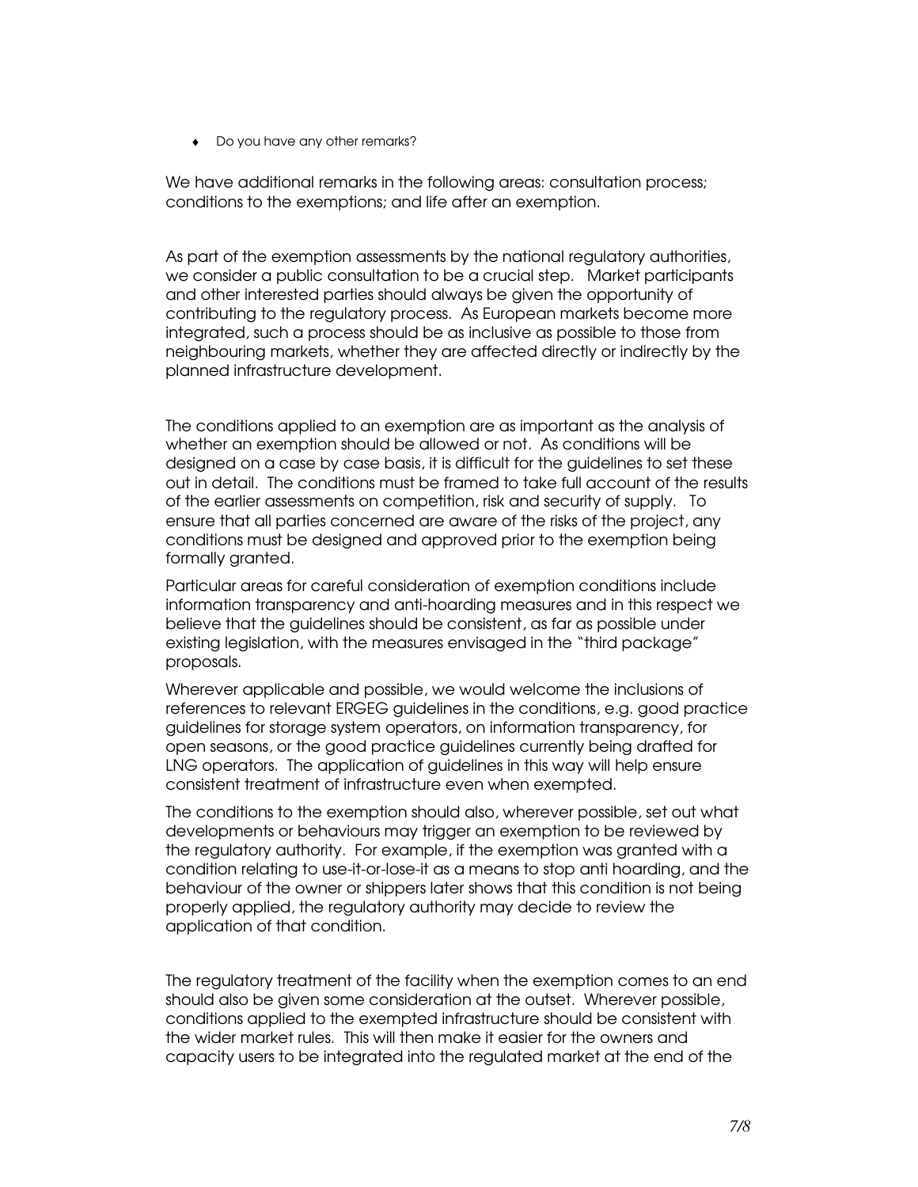- Do you have any other remarks?

We have additional remarks in the following areas: consultation process; conditions to the exemptions; and life after an exemption.

As part of the exemption assessments by the national regulatory authorities, we consider a public consultation to be a crucial step. Market participants and other interested parties should always be given the opportunity of contributing to the regulatory process. As European markets become more integrated, such a process should be as inclusive as possible to those from neighbouring markets, whether they are affected directly or indirectly by the planned infrastructure development.

The conditions applied to an exemption are as important as the analysis of whether an exemption should be allowed or not. As conditions will be designed on a case by case basis, it is difficult for the guidelines to set these out in detail. The conditions must be framed to take full account of the results of the earlier assessments on competition, risk and security of supply. To ensure that all parties concerned are aware of the risks of the project, any conditions must be designed and approved prior to the exemption being formally granted.

Particular areas for careful consideration of exemption conditions include information transparency and anti-hoarding measures and in this respect we believe that the guidelines should be consistent, as far as possible under existing legislation, with the measures envisaged in the "third package" proposals.

Wherever applicable and possible, we would welcome the inclusions of references to relevant ERGEG guidelines in the conditions, e.g. good practice guidelines for storage system operators, on information transparency, for open seasons, or the good practice guidelines currently being drafted for LNG operators. The application of guidelines in this way will help ensure consistent treatment of infrastructure even when exempted.

The conditions to the exemption should also, wherever possible, set out what developments or behaviours may trigger an exemption to be reviewed by the regulatory authority. For example, if the exemption was granted with a condition relating to use-it-or-lose-it as a means to stop anti hoarding, and the behaviour of the owner or shippers later shows that this condition is not being properly applied, the regulatory authority may decide to review the application of that condition.

The regulatory treatment of the facility when the exemption comes to an end should also be given some consideration at the outset. Wherever possible, conditions applied to the exempted infrastructure should be consistent with the wider market rules. This will then make it easier for the owners and capacity users to be integrated into the regulated market at the end of the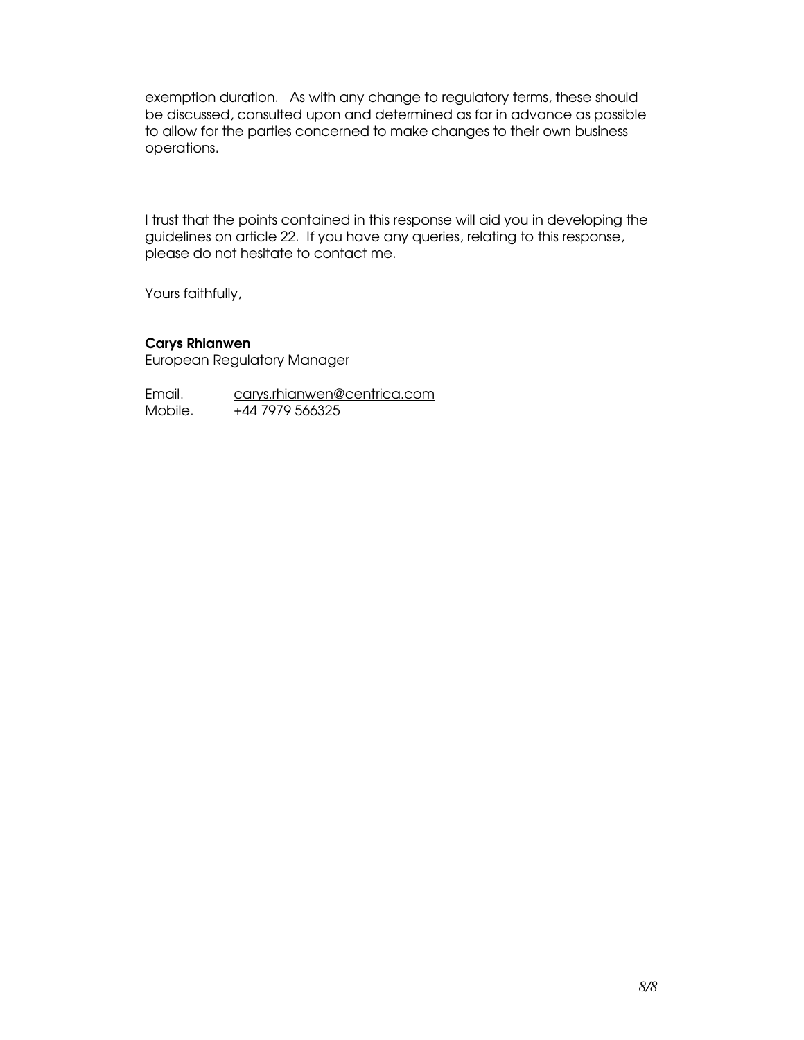exemption duration. As with any change to regulatory terms, these should be discussed, consulted upon and determined as far in advance as possible to allow for the parties concerned to make changes to their own business operations.

I trust that the points contained in this response will aid you in developing the guidelines on article 22. If you have any queries, relating to this response, please do not hesitate to contact me.

Yours faithfully,

**Carys Rhianwen**
European Regulatory Manager

Email. carys.rhianwen@centrica.com
Mobile. +44 7979 566325